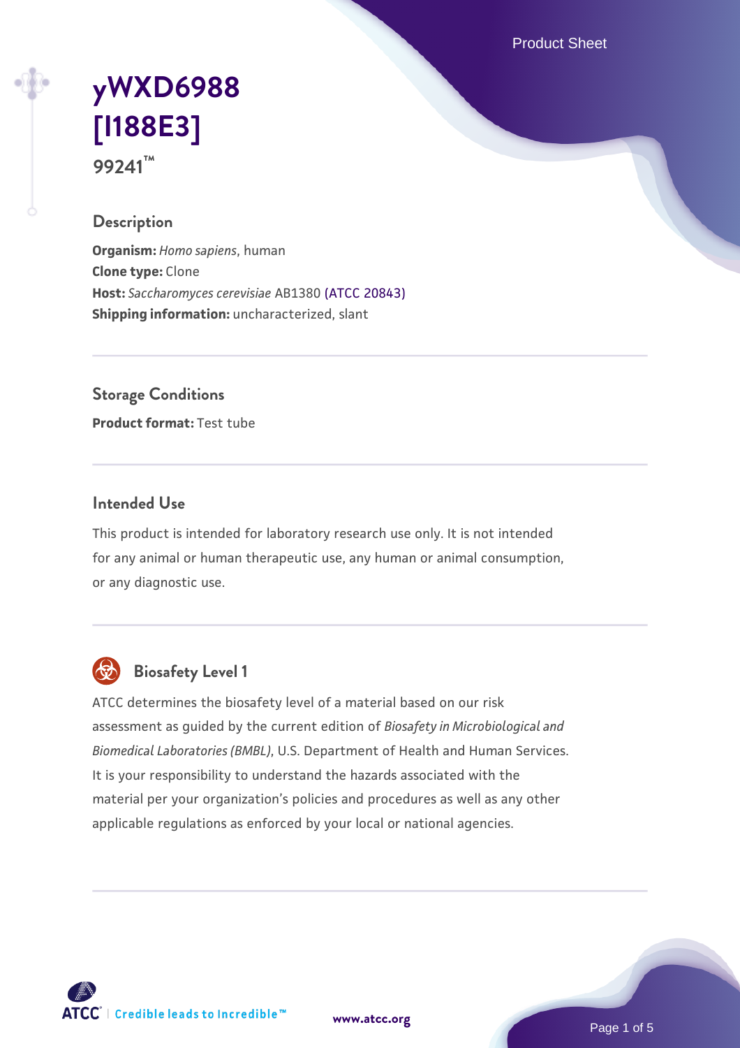# yWXD6988 [I188E3]

**99241™**

## Description

**Organism:** *Homo sapiens*, human
**Clone type:** Clone
**Host:** *Saccharomyces cerevisiae* AB1380 (ATCC 20843)
**Shipping information:** uncharacterized, slant

## Storage Conditions

**Product format:** Test tube

## Intended Use

This product is intended for laboratory research use only. It is not intended for any animal or human therapeutic use, any human or animal consumption, or any diagnostic use.

## Biosafety Level 1

ATCC determines the biosafety level of a material based on our risk assessment as guided by the current edition of *Biosafety in Microbiological and Biomedical Laboratories (BMBL)*, U.S. Department of Health and Human Services. It is your responsibility to understand the hazards associated with the material per your organization's policies and procedures as well as any other applicable regulations as enforced by your local or national agencies.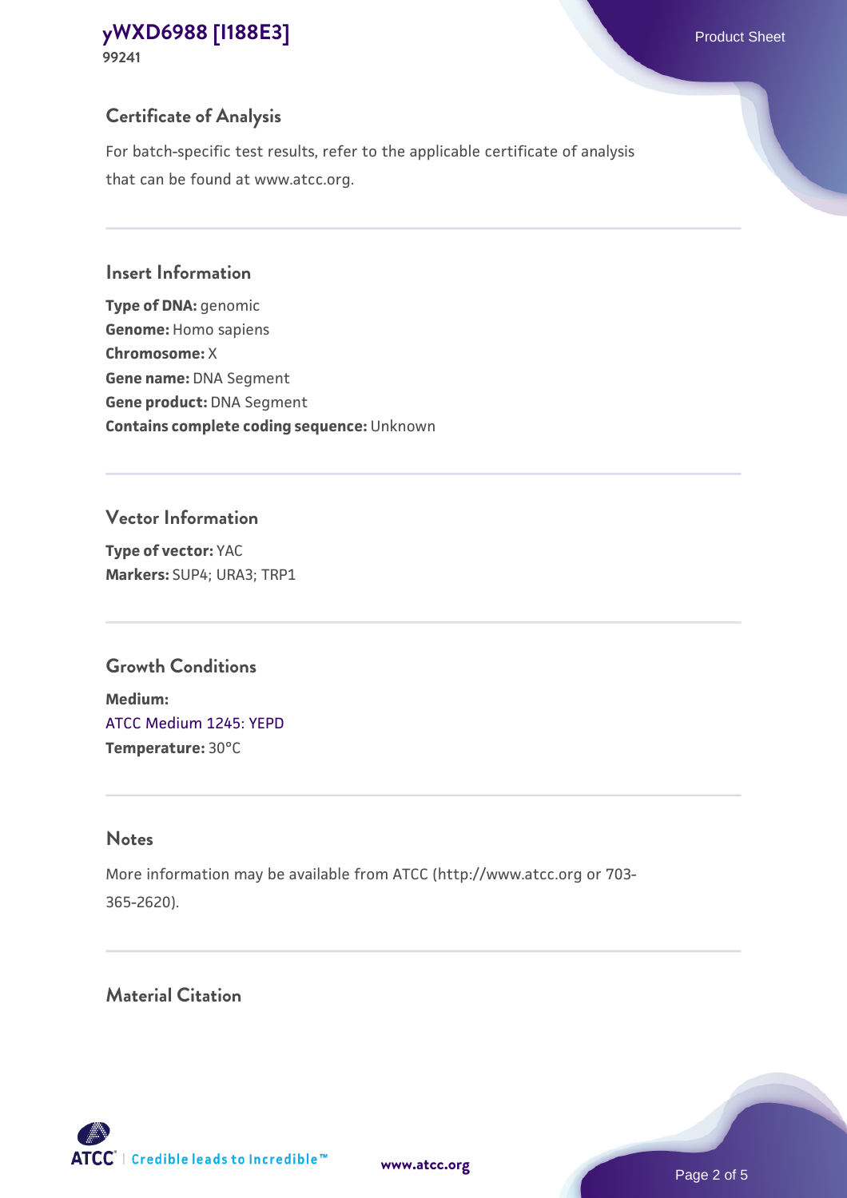## Certificate of Analysis

For batch-specific test results, refer to the applicable certificate of analysis that can be found at www.atcc.org.

## Insert Information

**Type of DNA:** genomic
**Genome:** Homo sapiens
**Chromosome:** X
**Gene name:** DNA Segment
**Gene product:** DNA Segment
**Contains complete coding sequence:** Unknown

## Vector Information

**Type of vector:** YAC
**Markers:** SUP4; URA3; TRP1

## Growth Conditions

**Medium:**
ATCC Medium 1245: YEPD
**Temperature:** 30°C

## Notes

More information may be available from ATCC (http://www.atcc.org or 703-365-2620).

## Material Citation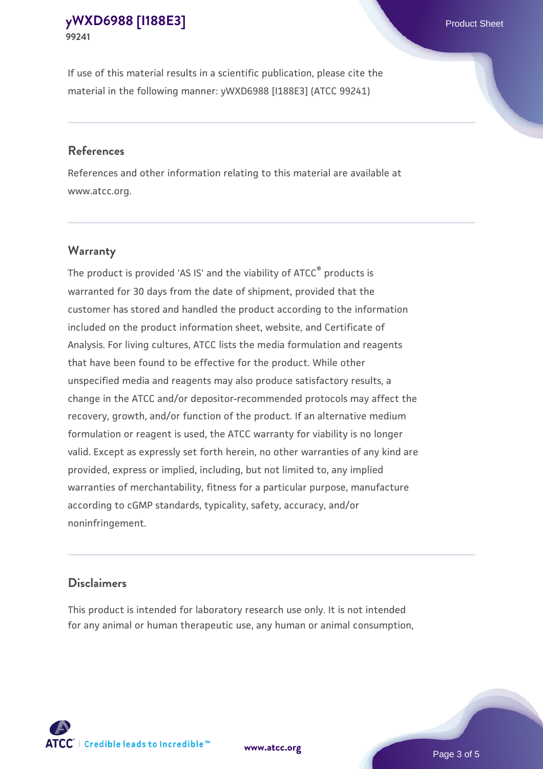If use of this material results in a scientific publication, please cite the material in the following manner: yWXD6988 [I188E3] (ATCC 99241)

## References

References and other information relating to this material are available at www.atcc.org.

## Warranty

The product is provided 'AS IS' and the viability of ATCC® products is warranted for 30 days from the date of shipment, provided that the customer has stored and handled the product according to the information included on the product information sheet, website, and Certificate of Analysis. For living cultures, ATCC lists the media formulation and reagents that have been found to be effective for the product. While other unspecified media and reagents may also produce satisfactory results, a change in the ATCC and/or depositor-recommended protocols may affect the recovery, growth, and/or function of the product. If an alternative medium formulation or reagent is used, the ATCC warranty for viability is no longer valid. Except as expressly set forth herein, no other warranties of any kind are provided, express or implied, including, but not limited to, any implied warranties of merchantability, fitness for a particular purpose, manufacture according to cGMP standards, typicality, safety, accuracy, and/or noninfringement.

## Disclaimers

This product is intended for laboratory research use only. It is not intended for any animal or human therapeutic use, any human or animal consumption,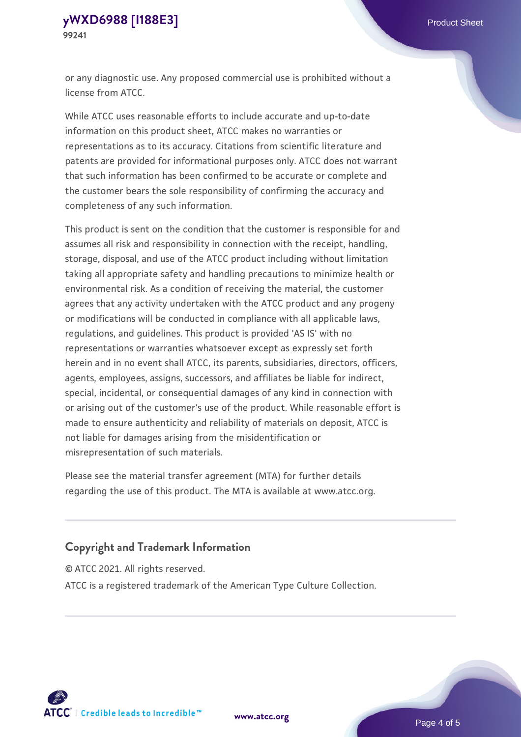or any diagnostic use. Any proposed commercial use is prohibited without a license from ATCC.

While ATCC uses reasonable efforts to include accurate and up-to-date information on this product sheet, ATCC makes no warranties or representations as to its accuracy. Citations from scientific literature and patents are provided for informational purposes only. ATCC does not warrant that such information has been confirmed to be accurate or complete and the customer bears the sole responsibility of confirming the accuracy and completeness of any such information.

This product is sent on the condition that the customer is responsible for and assumes all risk and responsibility in connection with the receipt, handling, storage, disposal, and use of the ATCC product including without limitation taking all appropriate safety and handling precautions to minimize health or environmental risk. As a condition of receiving the material, the customer agrees that any activity undertaken with the ATCC product and any progeny or modifications will be conducted in compliance with all applicable laws, regulations, and guidelines. This product is provided 'AS IS' with no representations or warranties whatsoever except as expressly set forth herein and in no event shall ATCC, its parents, subsidiaries, directors, officers, agents, employees, assigns, successors, and affiliates be liable for indirect, special, incidental, or consequential damages of any kind in connection with or arising out of the customer's use of the product. While reasonable effort is made to ensure authenticity and reliability of materials on deposit, ATCC is not liable for damages arising from the misidentification or misrepresentation of such materials.

Please see the material transfer agreement (MTA) for further details regarding the use of this product. The MTA is available at www.atcc.org.

## Copyright and Trademark Information

© ATCC 2021. All rights reserved.

ATCC is a registered trademark of the American Type Culture Collection.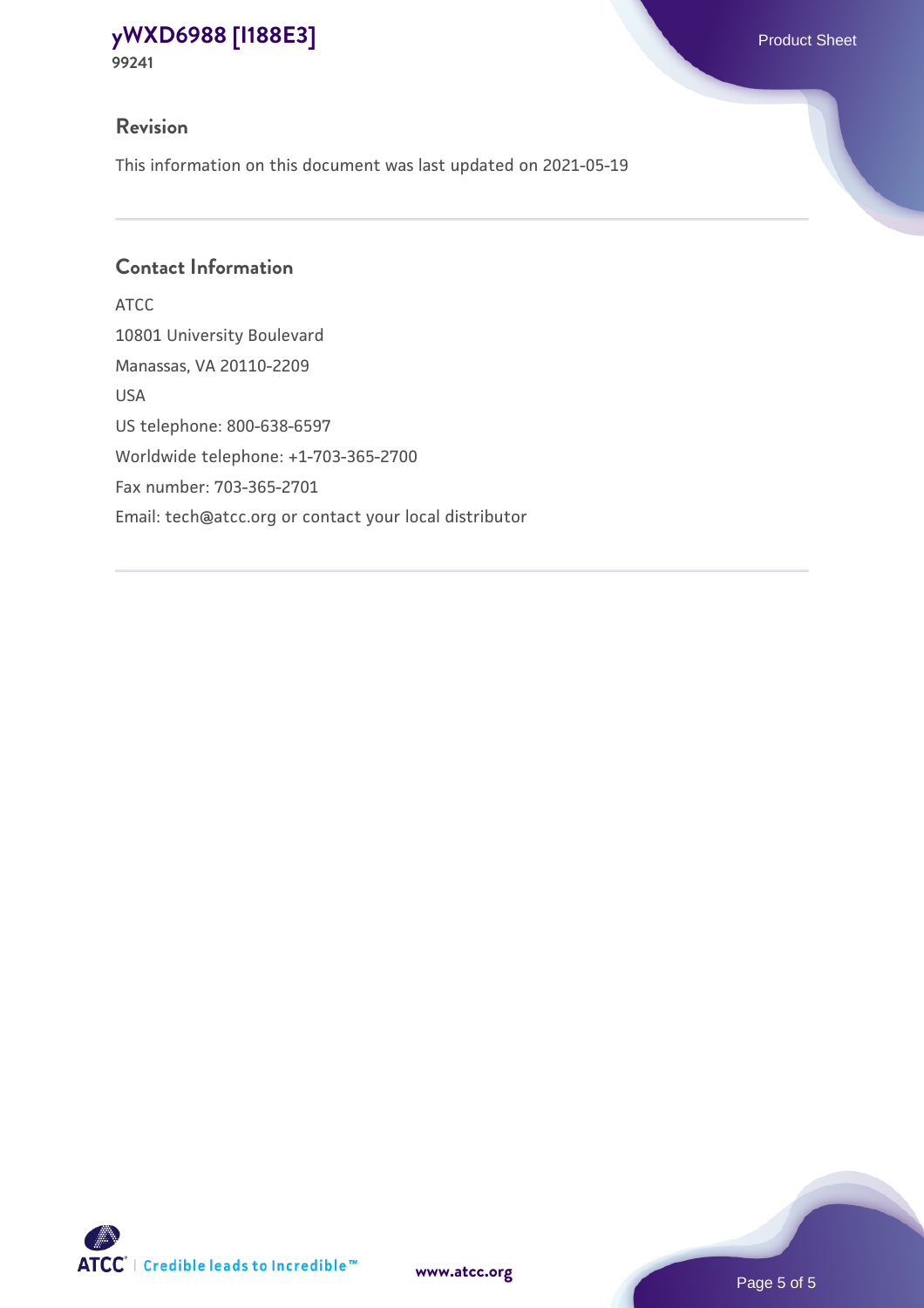## Revision

This information on this document was last updated on 2021-05-19

## Contact Information

ATCC
10801 University Boulevard
Manassas, VA 20110-2209
USA
US telephone: 800-638-6597
Worldwide telephone: +1-703-365-2700
Fax number: 703-365-2701
Email: tech@atcc.org or contact your local distributor